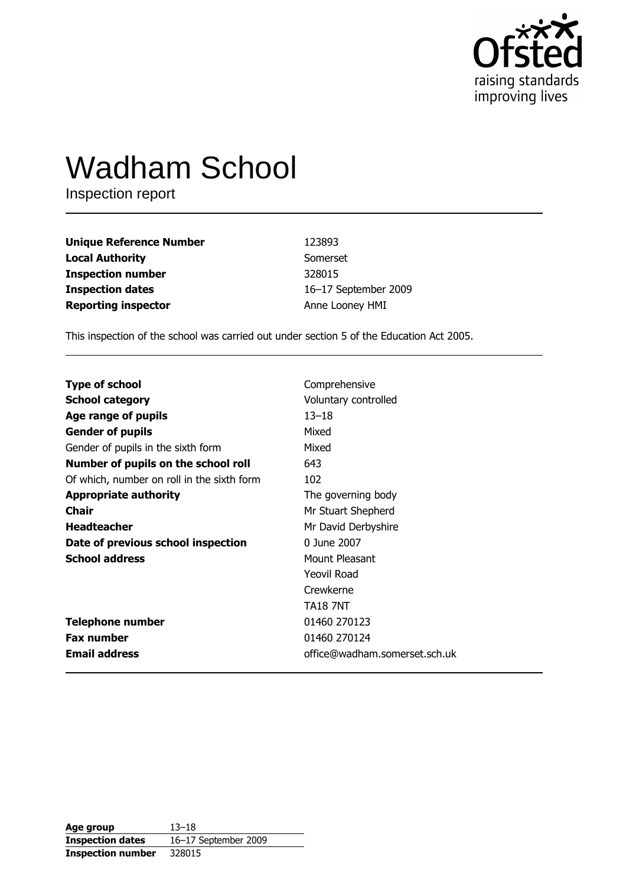Ofsted
raising standards
improving lives

# Wadham School

Inspection report

| | |
|---|---|
| **Unique Reference Number** | 123893 |
| **Local Authority** | Somerset |
| **Inspection number** | 328015 |
| **Inspection dates** | 16–17 September 2009 |
| **Reporting inspector** | Anne Looney HMI |

This inspection of the school was carried out under section 5 of the Education Act 2005.

| | |
|---|---|
| **Type of school** | Comprehensive |
| **School category** | Voluntary controlled |
| **Age range of pupils** | 13–18 |
| **Gender of pupils** | Mixed |
| Gender of pupils in the sixth form | Mixed |
| **Number of pupils on the school roll** | 643 |
| Of which, number on roll in the sixth form | 102 |
| **Appropriate authority** | The governing body |
| **Chair** | Mr Stuart Shepherd |
| **Headteacher** | Mr David Derbyshire |
| **Date of previous school inspection** | 0 June 2007 |
| **School address** | Mount Pleasant<br>Yeovil Road<br>Crewkerne<br>TA18 7NT |
| **Telephone number** | 01460 270123 |
| **Fax number** | 01460 270124 |
| **Email address** | office@wadham.somerset.sch.uk |

| | |
|---|---|
| **Age group** | 13–18 |
| **Inspection dates** | 16–17 September 2009 |
| **Inspection number** | 328015 |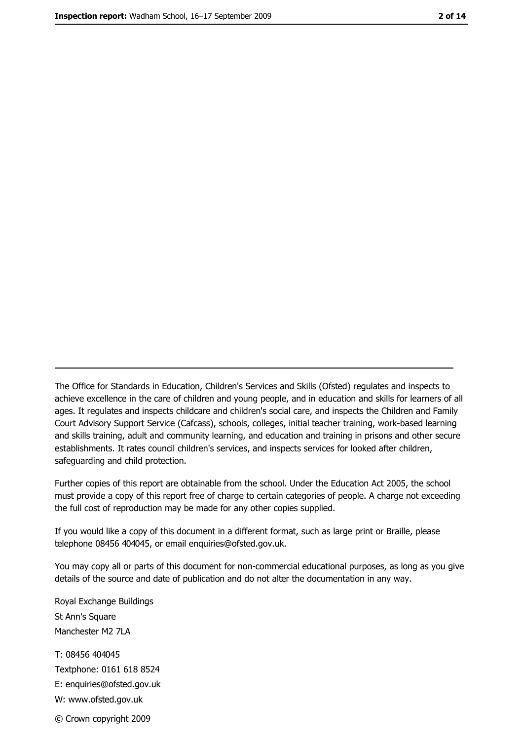The Office for Standards in Education, Children's Services and Skills (Ofsted) regulates and inspects to achieve excellence in the care of children and young people, and in education and skills for learners of all ages. It regulates and inspects childcare and children's social care, and inspects the Children and Family Court Advisory Support Service (Cafcass), schools, colleges, initial teacher training, work-based learning and skills training, adult and community learning, and education and training in prisons and other secure establishments. It rates council children's services, and inspects services for looked after children, safeguarding and child protection.

Further copies of this report are obtainable from the school. Under the Education Act 2005, the school must provide a copy of this report free of charge to certain categories of people. A charge not exceeding the full cost of reproduction may be made for any other copies supplied.

If you would like a copy of this document in a different format, such as large print or Braille, please telephone 08456 404045, or email enquiries@ofsted.gov.uk.

You may copy all or parts of this document for non-commercial educational purposes, as long as you give details of the source and date of publication and do not alter the documentation in any way.

Royal Exchange Buildings
St Ann's Square
Manchester M2 7LA

T: 08456 404045
Textphone: 0161 618 8524
E: enquiries@ofsted.gov.uk
W: www.ofsted.gov.uk

© Crown copyright 2009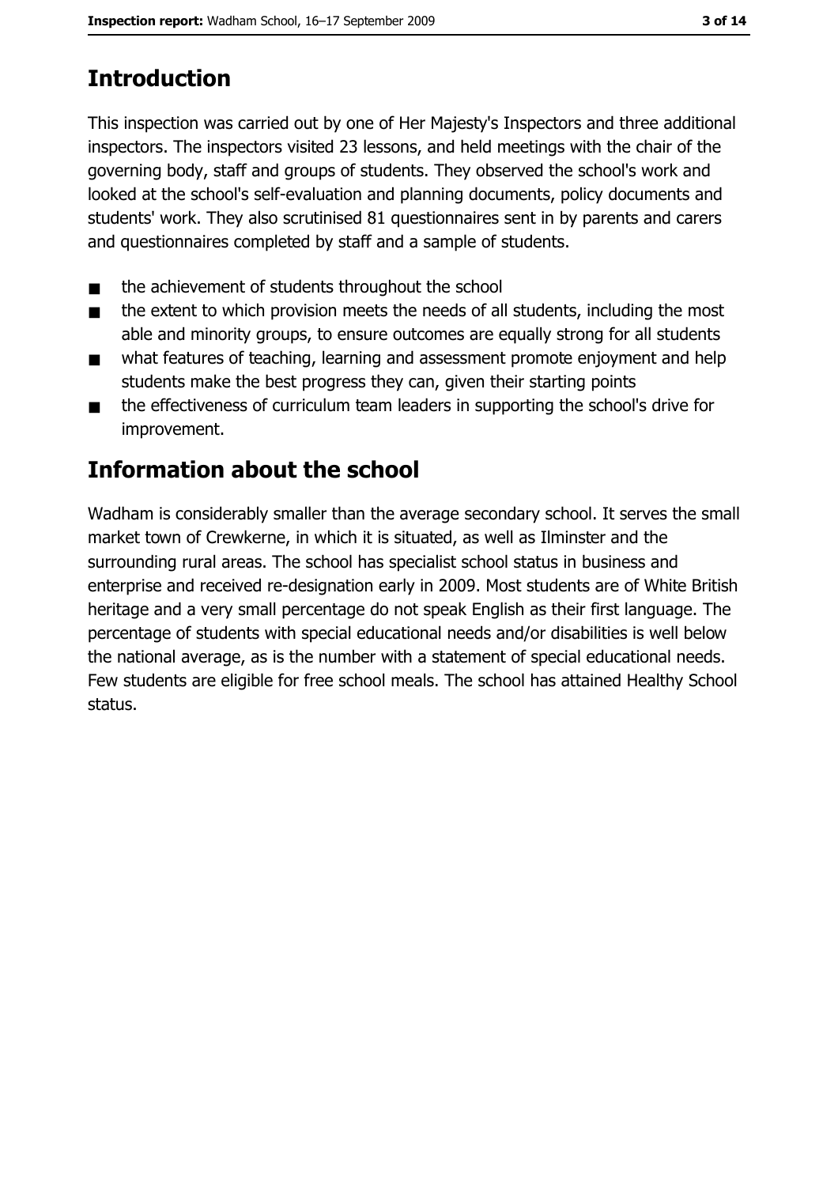## Introduction

This inspection was carried out by one of Her Majesty's Inspectors and three additional inspectors. The inspectors visited 23 lessons, and held meetings with the chair of the governing body, staff and groups of students. They observed the school's work and looked at the school's self-evaluation and planning documents, policy documents and students' work. They also scrutinised 81 questionnaires sent in by parents and carers and questionnaires completed by staff and a sample of students.

- the achievement of students throughout the school
- the extent to which provision meets the needs of all students, including the most able and minority groups, to ensure outcomes are equally strong for all students
- what features of teaching, learning and assessment promote enjoyment and help students make the best progress they can, given their starting points
- the effectiveness of curriculum team leaders in supporting the school's drive for improvement.

## Information about the school

Wadham is considerably smaller than the average secondary school. It serves the small market town of Crewkerne, in which it is situated, as well as Ilminster and the surrounding rural areas. The school has specialist school status in business and enterprise and received re-designation early in 2009. Most students are of White British heritage and a very small percentage do not speak English as their first language. The percentage of students with special educational needs and/or disabilities is well below the national average, as is the number with a statement of special educational needs. Few students are eligible for free school meals. The school has attained Healthy School status.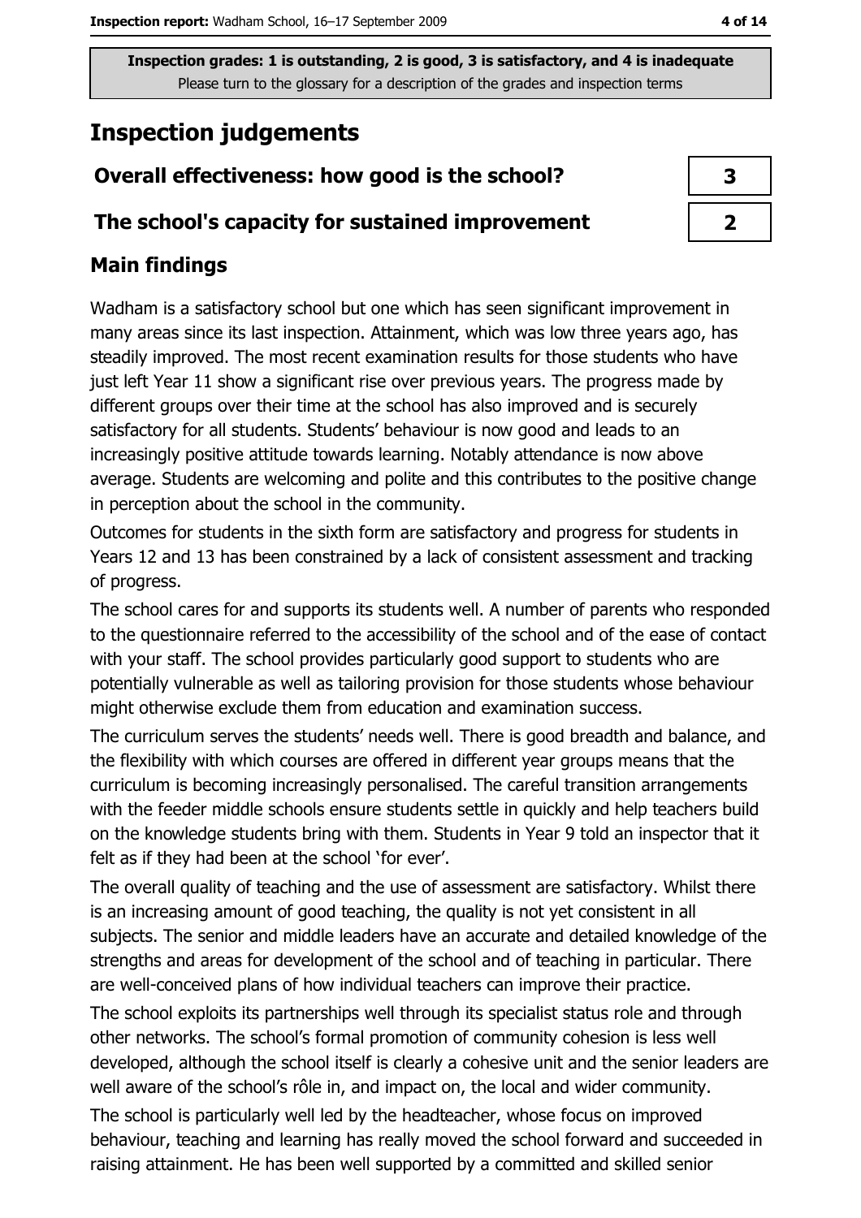**Inspection grades: 1 is outstanding, 2 is good, 3 is satisfactory, and 4 is inadequate**
Please turn to the glossary for a description of the grades and inspection terms

# Inspection judgements

| Overall effectiveness: how good is the school? | 3 |
|---|---|
| The school's capacity for sustained improvement | 2 |

## Main findings

Wadham is a satisfactory school but one which has seen significant improvement in many areas since its last inspection. Attainment, which was low three years ago, has steadily improved. The most recent examination results for those students who have just left Year 11 show a significant rise over previous years. The progress made by different groups over their time at the school has also improved and is securely satisfactory for all students. Students' behaviour is now good and leads to an increasingly positive attitude towards learning. Notably attendance is now above average. Students are welcoming and polite and this contributes to the positive change in perception about the school in the community.

Outcomes for students in the sixth form are satisfactory and progress for students in Years 12 and 13 has been constrained by a lack of consistent assessment and tracking of progress.

The school cares for and supports its students well. A number of parents who responded to the questionnaire referred to the accessibility of the school and of the ease of contact with your staff. The school provides particularly good support to students who are potentially vulnerable as well as tailoring provision for those students whose behaviour might otherwise exclude them from education and examination success.

The curriculum serves the students' needs well. There is good breadth and balance, and the flexibility with which courses are offered in different year groups means that the curriculum is becoming increasingly personalised. The careful transition arrangements with the feeder middle schools ensure students settle in quickly and help teachers build on the knowledge students bring with them. Students in Year 9 told an inspector that it felt as if they had been at the school 'for ever'.

The overall quality of teaching and the use of assessment are satisfactory. Whilst there is an increasing amount of good teaching, the quality is not yet consistent in all subjects. The senior and middle leaders have an accurate and detailed knowledge of the strengths and areas for development of the school and of teaching in particular. There are well-conceived plans of how individual teachers can improve their practice.

The school exploits its partnerships well through its specialist status role and through other networks. The school's formal promotion of community cohesion is less well developed, although the school itself is clearly a cohesive unit and the senior leaders are well aware of the school's rôle in, and impact on, the local and wider community.

The school is particularly well led by the headteacher, whose focus on improved behaviour, teaching and learning has really moved the school forward and succeeded in raising attainment. He has been well supported by a committed and skilled senior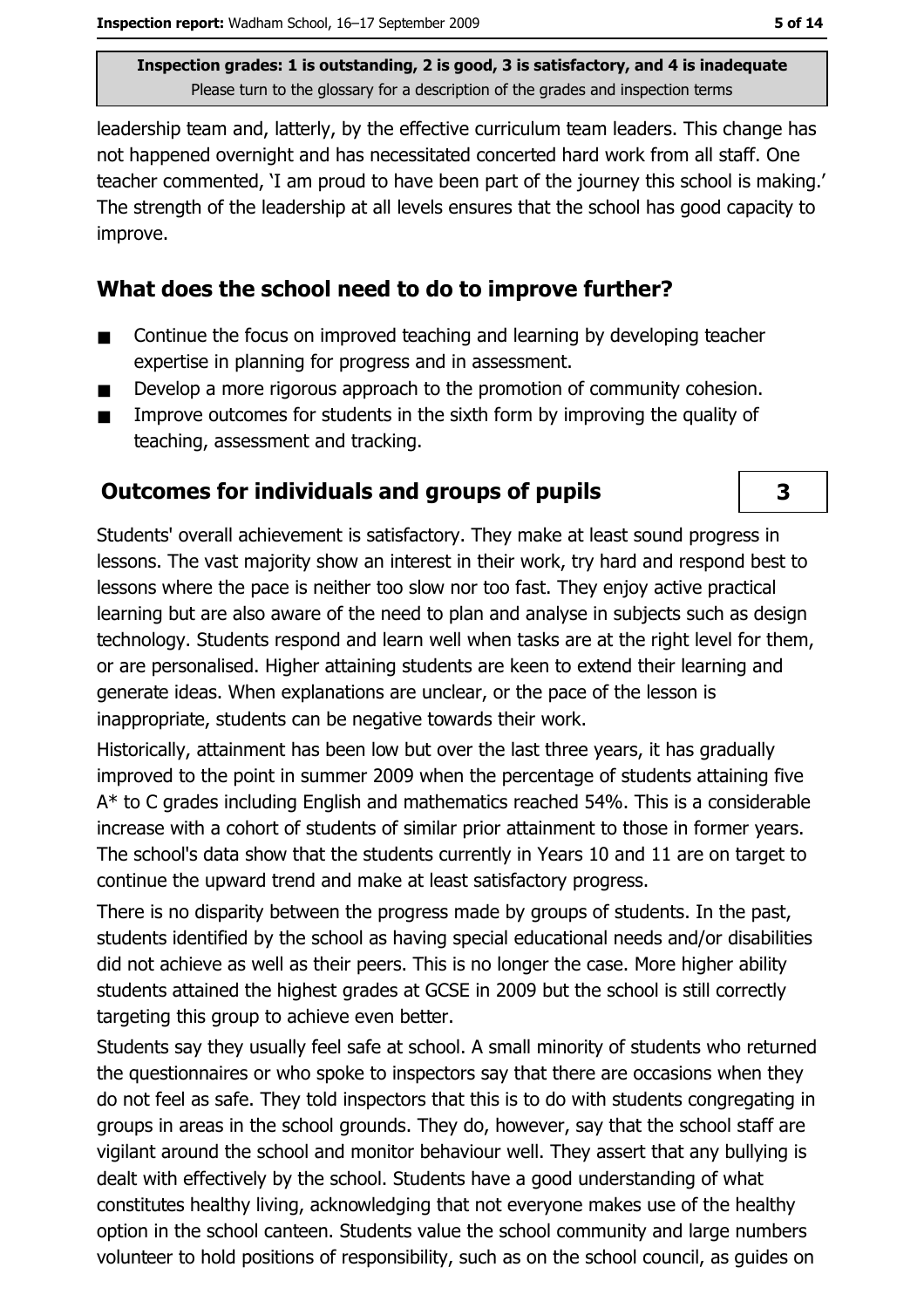leadership team and, latterly, by the effective curriculum team leaders. This change has not happened overnight and has necessitated concerted hard work from all staff. One teacher commented, 'I am proud to have been part of the journey this school is making.' The strength of the leadership at all levels ensures that the school has good capacity to improve.

## What does the school need to do to improve further?

- Continue the focus on improved teaching and learning by developing teacher expertise in planning for progress and in assessment.
- Develop a more rigorous approach to the promotion of community cohesion.
- Improve outcomes for students in the sixth form by improving the quality of teaching, assessment and tracking.

## Outcomes for individuals and groups of pupils

**3**

Students' overall achievement is satisfactory. They make at least sound progress in lessons. The vast majority show an interest in their work, try hard and respond best to lessons where the pace is neither too slow nor too fast. They enjoy active practical learning but are also aware of the need to plan and analyse in subjects such as design technology. Students respond and learn well when tasks are at the right level for them, or are personalised. Higher attaining students are keen to extend their learning and generate ideas. When explanations are unclear, or the pace of the lesson is inappropriate, students can be negative towards their work.

Historically, attainment has been low but over the last three years, it has gradually improved to the point in summer 2009 when the percentage of students attaining five A* to C grades including English and mathematics reached 54%. This is a considerable increase with a cohort of students of similar prior attainment to those in former years. The school's data show that the students currently in Years 10 and 11 are on target to continue the upward trend and make at least satisfactory progress.

There is no disparity between the progress made by groups of students. In the past, students identified by the school as having special educational needs and/or disabilities did not achieve as well as their peers. This is no longer the case. More higher ability students attained the highest grades at GCSE in 2009 but the school is still correctly targeting this group to achieve even better.

Students say they usually feel safe at school. A small minority of students who returned the questionnaires or who spoke to inspectors say that there are occasions when they do not feel as safe. They told inspectors that this is to do with students congregating in groups in areas in the school grounds. They do, however, say that the school staff are vigilant around the school and monitor behaviour well. They assert that any bullying is dealt with effectively by the school. Students have a good understanding of what constitutes healthy living, acknowledging that not everyone makes use of the healthy option in the school canteen. Students value the school community and large numbers volunteer to hold positions of responsibility, such as on the school council, as guides on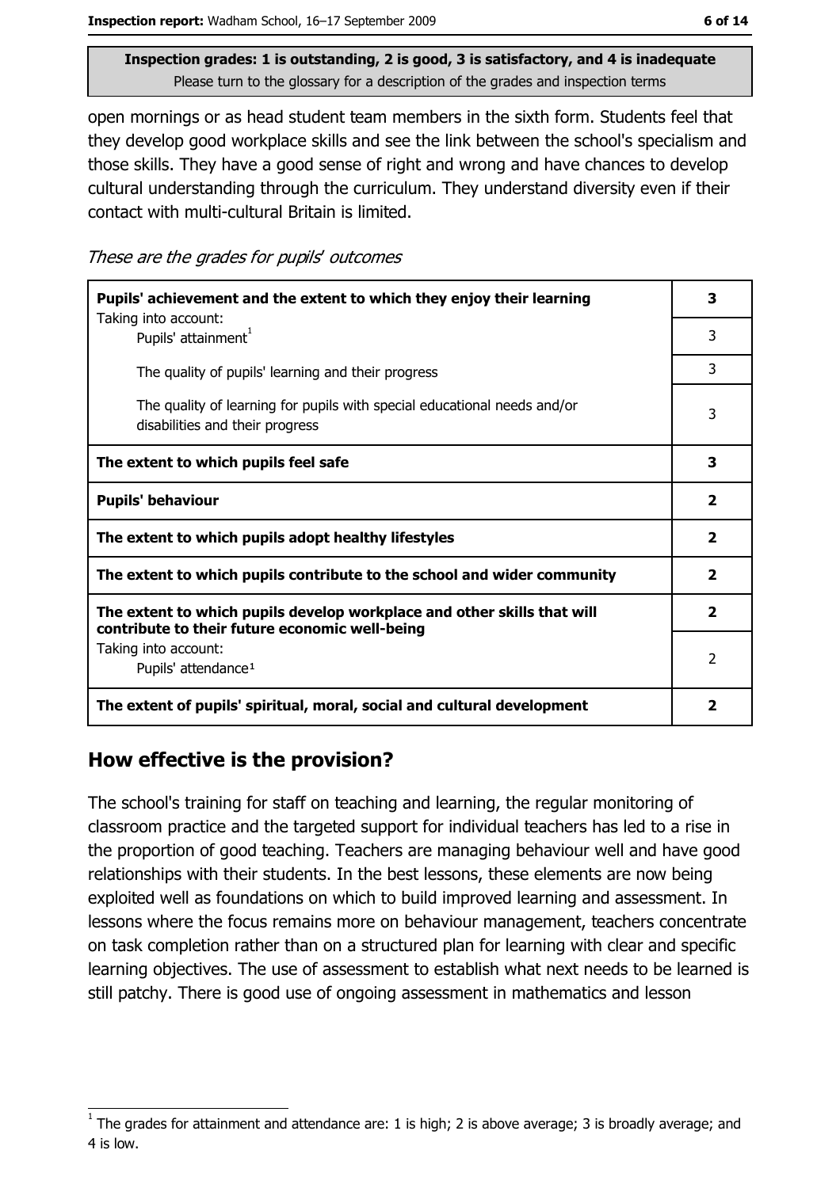**Inspection grades: 1 is outstanding, 2 is good, 3 is satisfactory, and 4 is inadequate**
Please turn to the glossary for a description of the grades and inspection terms

open mornings or as head student team members in the sixth form. Students feel that they develop good workplace skills and see the link between the school's specialism and those skills. They have a good sense of right and wrong and have chances to develop cultural understanding through the curriculum. They understand diversity even if their contact with multi-cultural Britain is limited.

*These are the grades for pupils' outcomes*

| | |
|---|---|
| **Pupils' achievement and the extent to which they enjoy their learning** | **3** |
| Taking into account: Pupils' attainment[1] | 3 |
| The quality of pupils' learning and their progress | 3 |
| The quality of learning for pupils with special educational needs and/or disabilities and their progress | 3 |
| **The extent to which pupils feel safe** | **3** |
| **Pupils' behaviour** | **2** |
| **The extent to which pupils adopt healthy lifestyles** | **2** |
| **The extent to which pupils contribute to the school and wider community** | **2** |
| **The extent to which pupils develop workplace and other skills that will contribute to their future economic well-being** | **2** |
| Taking into account: Pupils' attendance[1] | 2 |
| **The extent of pupils' spiritual, moral, social and cultural development** | **2** |

## How effective is the provision?

The school's training for staff on teaching and learning, the regular monitoring of classroom practice and the targeted support for individual teachers has led to a rise in the proportion of good teaching. Teachers are managing behaviour well and have good relationships with their students. In the best lessons, these elements are now being exploited well as foundations on which to build improved learning and assessment. In lessons where the focus remains more on behaviour management, teachers concentrate on task completion rather than on a structured plan for learning with clear and specific learning objectives. The use of assessment to establish what next needs to be learned is still patchy. There is good use of ongoing assessment in mathematics and lesson

[1] The grades for attainment and attendance are: 1 is high; 2 is above average; 3 is broadly average; and 4 is low.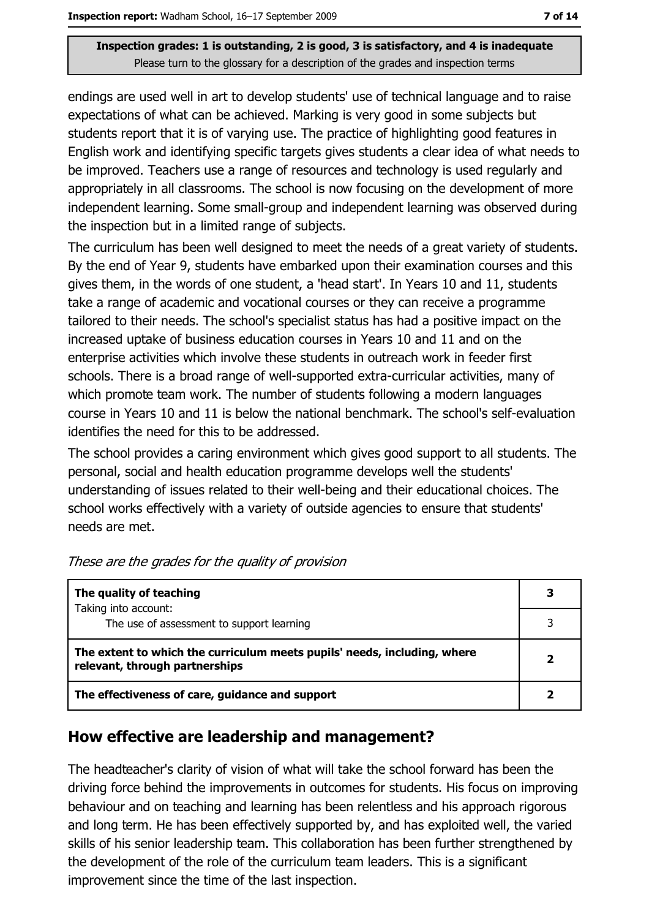**Inspection grades: 1 is outstanding, 2 is good, 3 is satisfactory, and 4 is inadequate**
Please turn to the glossary for a description of the grades and inspection terms

endings are used well in art to develop students' use of technical language and to raise expectations of what can be achieved. Marking is very good in some subjects but students report that it is of varying use. The practice of highlighting good features in English work and identifying specific targets gives students a clear idea of what needs to be improved. Teachers use a range of resources and technology is used regularly and appropriately in all classrooms. The school is now focusing on the development of more independent learning. Some small-group and independent learning was observed during the inspection but in a limited range of subjects.

The curriculum has been well designed to meet the needs of a great variety of students. By the end of Year 9, students have embarked upon their examination courses and this gives them, in the words of one student, a 'head start'. In Years 10 and 11, students take a range of academic and vocational courses or they can receive a programme tailored to their needs. The school's specialist status has had a positive impact on the increased uptake of business education courses in Years 10 and 11 and on the enterprise activities which involve these students in outreach work in feeder first schools. There is a broad range of well-supported extra-curricular activities, many of which promote team work. The number of students following a modern languages course in Years 10 and 11 is below the national benchmark. The school's self-evaluation identifies the need for this to be addressed.

The school provides a caring environment which gives good support to all students. The personal, social and health education programme develops well the students' understanding of issues related to their well-being and their educational choices. The school works effectively with a variety of outside agencies to ensure that students' needs are met.

*These are the grades for the quality of provision*

| | |
|---|---|
| **The quality of teaching** | **3** |
| Taking into account: The use of assessment to support learning | 3 |
| **The extent to which the curriculum meets pupils' needs, including, where relevant, through partnerships** | **2** |
| **The effectiveness of care, guidance and support** | **2** |

## How effective are leadership and management?

The headteacher's clarity of vision of what will take the school forward has been the driving force behind the improvements in outcomes for students. His focus on improving behaviour and on teaching and learning has been relentless and his approach rigorous and long term. He has been effectively supported by, and has exploited well, the varied skills of his senior leadership team. This collaboration has been further strengthened by the development of the role of the curriculum team leaders. This is a significant improvement since the time of the last inspection.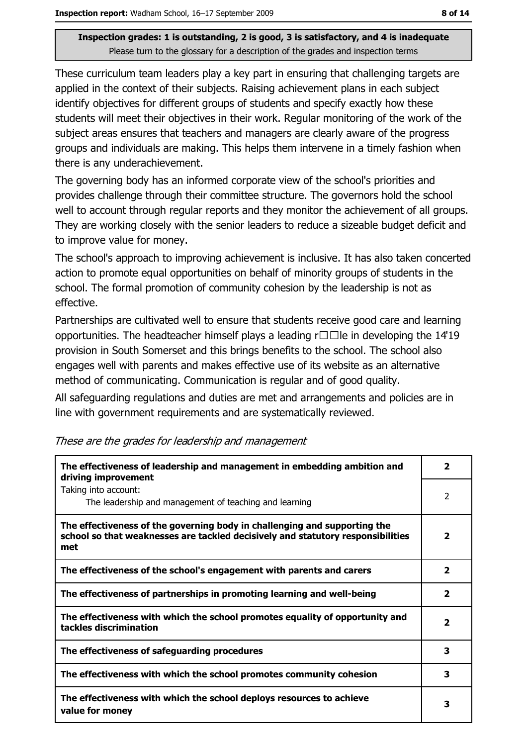**Inspection grades: 1 is outstanding, 2 is good, 3 is satisfactory, and 4 is inadequate**
Please turn to the glossary for a description of the grades and inspection terms

These curriculum team leaders play a key part in ensuring that challenging targets are applied in the context of their subjects. Raising achievement plans in each subject identify objectives for different groups of students and specify exactly how these students will meet their objectives in their work. Regular monitoring of the work of the subject areas ensures that teachers and managers are clearly aware of the progress groups and individuals are making. This helps them intervene in a timely fashion when there is any underachievement.

The governing body has an informed corporate view of the school's priorities and provides challenge through their committee structure. The governors hold the school well to account through regular reports and they monitor the achievement of all groups. They are working closely with the senior leaders to reduce a sizeable budget deficit and to improve value for money.

The school's approach to improving achievement is inclusive. It has also taken concerted action to promote equal opportunities on behalf of minority groups of students in the school. The formal promotion of community cohesion by the leadership is not as effective.

Partnerships are cultivated well to ensure that students receive good care and learning opportunities. The headteacher himself plays a leading r□□le in developing the 14'19 provision in South Somerset and this brings benefits to the school. The school also engages well with parents and makes effective use of its website as an alternative method of communicating. Communication is regular and of good quality.

All safeguarding regulations and duties are met and arrangements and policies are in line with government requirements and are systematically reviewed.

*These are the grades for leadership and management*

| | |
|---|---|
| **The effectiveness of leadership and management in embedding ambition and driving improvement** | **2** |
| Taking into account: The leadership and management of teaching and learning | 2 |
| **The effectiveness of the governing body in challenging and supporting the school so that weaknesses are tackled decisively and statutory responsibilities met** | **2** |
| **The effectiveness of the school's engagement with parents and carers** | **2** |
| **The effectiveness of partnerships in promoting learning and well-being** | **2** |
| **The effectiveness with which the school promotes equality of opportunity and tackles discrimination** | **2** |
| **The effectiveness of safeguarding procedures** | **3** |
| **The effectiveness with which the school promotes community cohesion** | **3** |
| **The effectiveness with which the school deploys resources to achieve value for money** | **3** |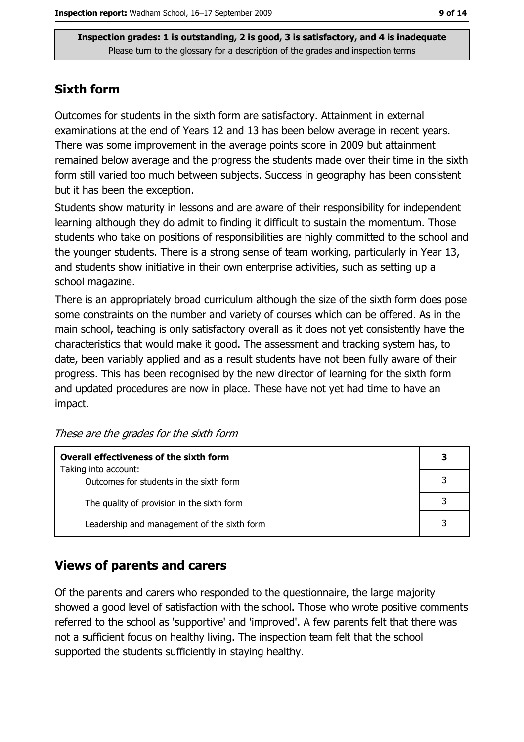**Inspection grades: 1 is outstanding, 2 is good, 3 is satisfactory, and 4 is inadequate**
Please turn to the glossary for a description of the grades and inspection terms

## Sixth form

Outcomes for students in the sixth form are satisfactory. Attainment in external examinations at the end of Years 12 and 13 has been below average in recent years. There was some improvement in the average points score in 2009 but attainment remained below average and the progress the students made over their time in the sixth form still varied too much between subjects. Success in geography has been consistent but it has been the exception.

Students show maturity in lessons and are aware of their responsibility for independent learning although they do admit to finding it difficult to sustain the momentum. Those students who take on positions of responsibilities are highly committed to the school and the younger students. There is a strong sense of team working, particularly in Year 13, and students show initiative in their own enterprise activities, such as setting up a school magazine.

There is an appropriately broad curriculum although the size of the sixth form does pose some constraints on the number and variety of courses which can be offered. As in the main school, teaching is only satisfactory overall as it does not yet consistently have the characteristics that would make it good. The assessment and tracking system has, to date, been variably applied and as a result students have not been fully aware of their progress. This has been recognised by the new director of learning for the sixth form and updated procedures are now in place. These have not yet had time to have an impact.

*These are the grades for the sixth form*

| **Overall effectiveness of the sixth form** | **3** |
|---|---|
| Taking into account: Outcomes for students in the sixth form | 3 |
| The quality of provision in the sixth form | 3 |
| Leadership and management of the sixth form | 3 |

## Views of parents and carers

Of the parents and carers who responded to the questionnaire, the large majority showed a good level of satisfaction with the school. Those who wrote positive comments referred to the school as 'supportive' and 'improved'. A few parents felt that there was not a sufficient focus on healthy living. The inspection team felt that the school supported the students sufficiently in staying healthy.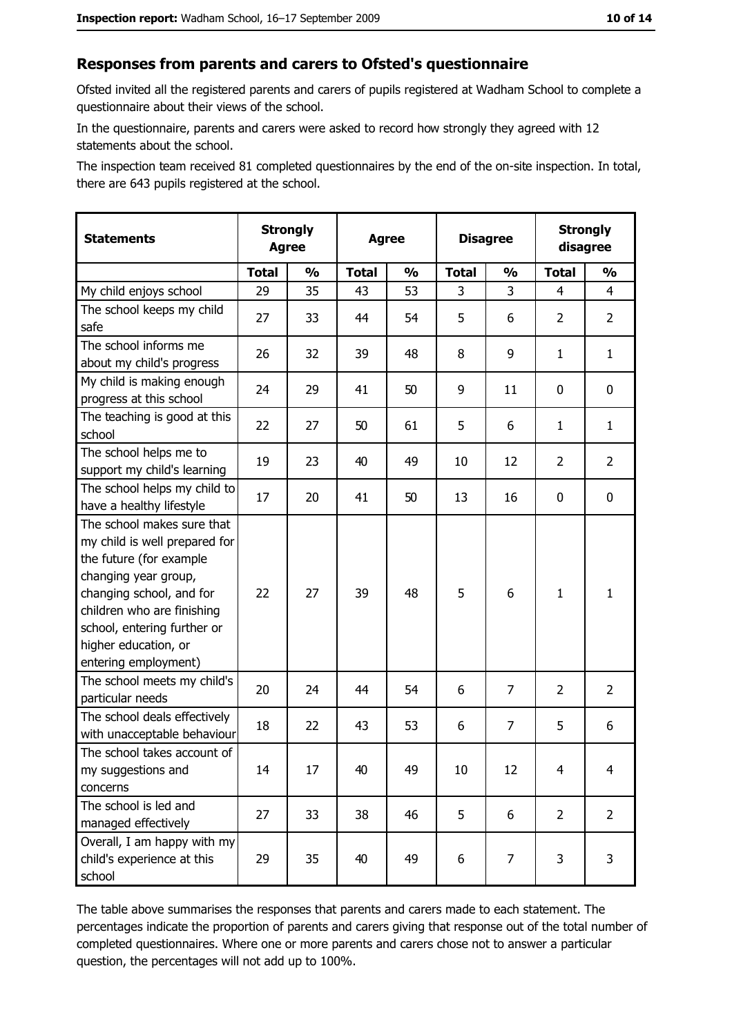## Responses from parents and carers to Ofsted's questionnaire

Ofsted invited all the registered parents and carers of pupils registered at Wadham School to complete a questionnaire about their views of the school.

In the questionnaire, parents and carers were asked to record how strongly they agreed with 12 statements about the school.

The inspection team received 81 completed questionnaires by the end of the on-site inspection. In total, there are 643 pupils registered at the school.

| Statements | Strongly Agree | | Agree | | Disagree | | Strongly disagree | |
|---|---|---|---|---|---|---|---|---|
| | Total | % | Total | % | Total | % | Total | % |
| My child enjoys school | 29 | 35 | 43 | 53 | 3 | 3 | 4 | 4 |
| The school keeps my child safe | 27 | 33 | 44 | 54 | 5 | 6 | 2 | 2 |
| The school informs me about my child's progress | 26 | 32 | 39 | 48 | 8 | 9 | 1 | 1 |
| My child is making enough progress at this school | 24 | 29 | 41 | 50 | 9 | 11 | 0 | 0 |
| The teaching is good at this school | 22 | 27 | 50 | 61 | 5 | 6 | 1 | 1 |
| The school helps me to support my child's learning | 19 | 23 | 40 | 49 | 10 | 12 | 2 | 2 |
| The school helps my child to have a healthy lifestyle | 17 | 20 | 41 | 50 | 13 | 16 | 0 | 0 |
| The school makes sure that my child is well prepared for the future (for example changing year group, changing school, and for children who are finishing school, entering further or higher education, or entering employment) | 22 | 27 | 39 | 48 | 5 | 6 | 1 | 1 |
| The school meets my child's particular needs | 20 | 24 | 44 | 54 | 6 | 7 | 2 | 2 |
| The school deals effectively with unacceptable behaviour | 18 | 22 | 43 | 53 | 6 | 7 | 5 | 6 |
| The school takes account of my suggestions and concerns | 14 | 17 | 40 | 49 | 10 | 12 | 4 | 4 |
| The school is led and managed effectively | 27 | 33 | 38 | 46 | 5 | 6 | 2 | 2 |
| Overall, I am happy with my child's experience at this school | 29 | 35 | 40 | 49 | 6 | 7 | 3 | 3 |

The table above summarises the responses that parents and carers made to each statement. The percentages indicate the proportion of parents and carers giving that response out of the total number of completed questionnaires. Where one or more parents and carers chose not to answer a particular question, the percentages will not add up to 100%.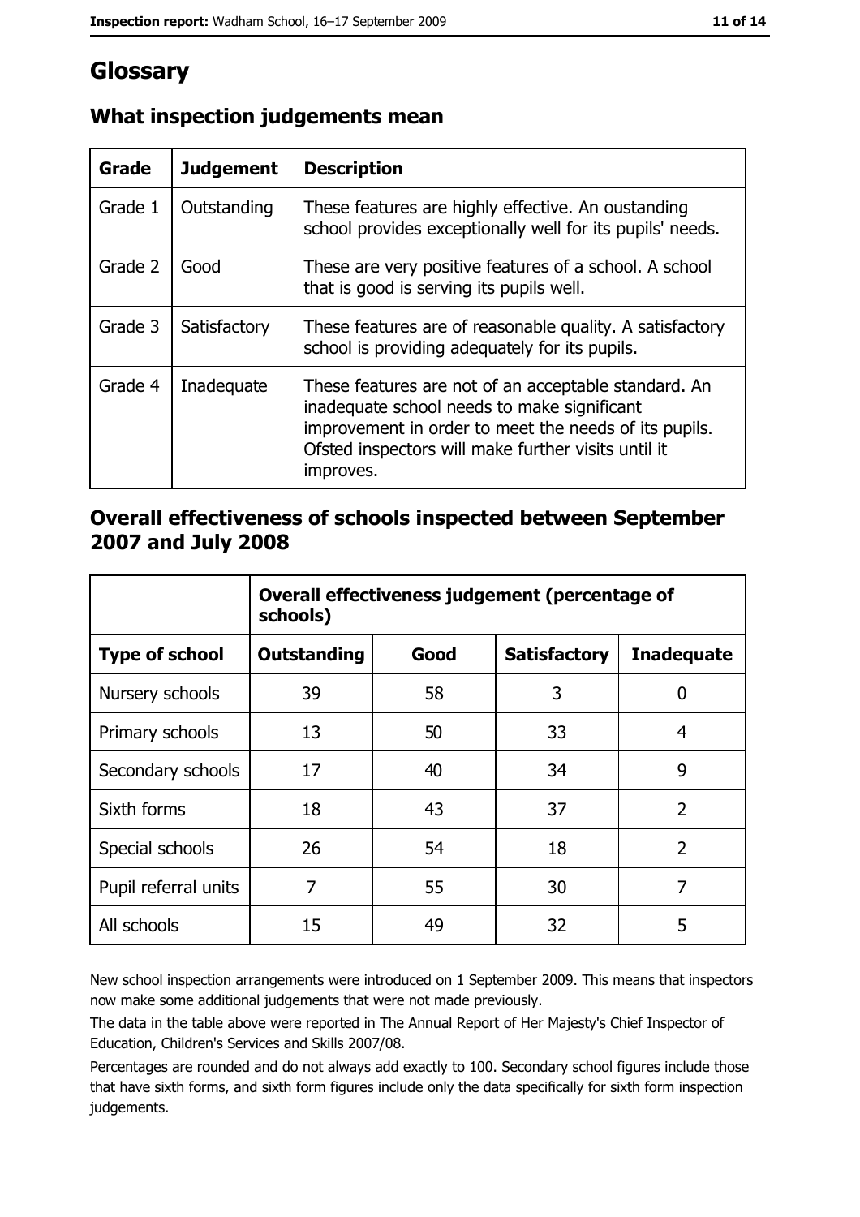# Glossary

## What inspection judgements mean

| Grade | Judgement | Description |
|---|---|---|
| Grade 1 | Outstanding | These features are highly effective. An oustanding school provides exceptionally well for its pupils' needs. |
| Grade 2 | Good | These are very positive features of a school. A school that is good is serving its pupils well. |
| Grade 3 | Satisfactory | These features are of reasonable quality. A satisfactory school is providing adequately for its pupils. |
| Grade 4 | Inadequate | These features are not of an acceptable standard. An inadequate school needs to make significant improvement in order to meet the needs of its pupils. Ofsted inspectors will make further visits until it improves. |

## Overall effectiveness of schools inspected between September 2007 and July 2008

| | Overall effectiveness judgement (percentage of schools) | | | |
|---|---|---|---|---|
| **Type of school** | **Outstanding** | **Good** | **Satisfactory** | **Inadequate** |
| Nursery schools | 39 | 58 | 3 | 0 |
| Primary schools | 13 | 50 | 33 | 4 |
| Secondary schools | 17 | 40 | 34 | 9 |
| Sixth forms | 18 | 43 | 37 | 2 |
| Special schools | 26 | 54 | 18 | 2 |
| Pupil referral units | 7 | 55 | 30 | 7 |
| All schools | 15 | 49 | 32 | 5 |

New school inspection arrangements were introduced on 1 September 2009. This means that inspectors now make some additional judgements that were not made previously.

The data in the table above were reported in The Annual Report of Her Majesty's Chief Inspector of Education, Children's Services and Skills 2007/08.

Percentages are rounded and do not always add exactly to 100. Secondary school figures include those that have sixth forms, and sixth form figures include only the data specifically for sixth form inspection judgements.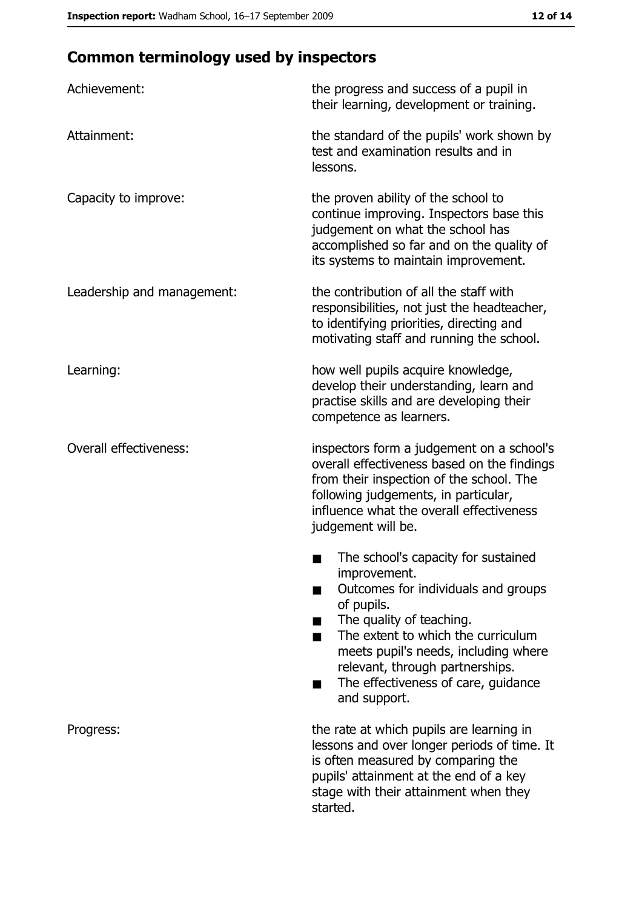## Common terminology used by inspectors

| | |
|---|---|
| Achievement: | the progress and success of a pupil in their learning, development or training. |
| Attainment: | the standard of the pupils' work shown by test and examination results and in lessons. |
| Capacity to improve: | the proven ability of the school to continue improving. Inspectors base this judgement on what the school has accomplished so far and on the quality of its systems to maintain improvement. |
| Leadership and management: | the contribution of all the staff with responsibilities, not just the headteacher, to identifying priorities, directing and motivating staff and running the school. |
| Learning: | how well pupils acquire knowledge, develop their understanding, learn and practise skills and are developing their competence as learners. |
| Overall effectiveness: | inspectors form a judgement on a school's overall effectiveness based on the findings from their inspection of the school. The following judgements, in particular, influence what the overall effectiveness judgement will be. ■ The school's capacity for sustained improvement. ■ Outcomes for individuals and groups of pupils. ■ The quality of teaching. ■ The extent to which the curriculum meets pupil's needs, including where relevant, through partnerships. ■ The effectiveness of care, guidance and support. |
| Progress: | the rate at which pupils are learning in lessons and over longer periods of time. It is often measured by comparing the pupils' attainment at the end of a key stage with their attainment when they started. |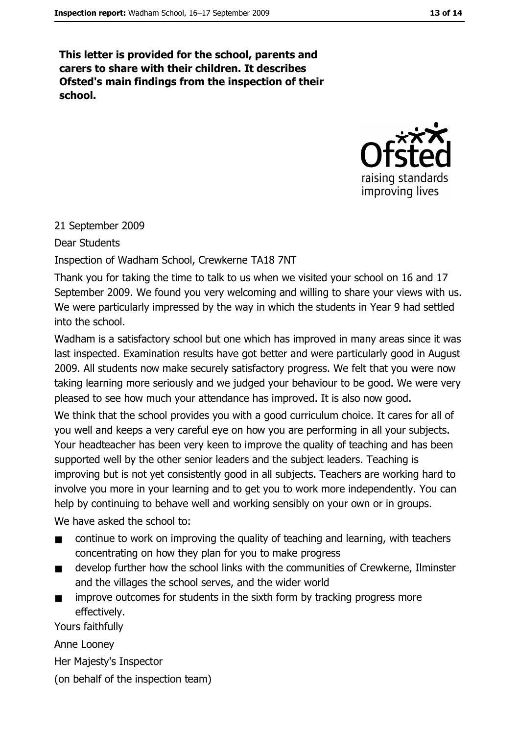**This letter is provided for the school, parents and carers to share with their children. It describes Ofsted's main findings from the inspection of their school.**

21 September 2009

Dear Students

Inspection of Wadham School, Crewkerne TA18 7NT

Thank you for taking the time to talk to us when we visited your school on 16 and 17 September 2009. We found you very welcoming and willing to share your views with us. We were particularly impressed by the way in which the students in Year 9 had settled into the school.

Wadham is a satisfactory school but one which has improved in many areas since it was last inspected. Examination results have got better and were particularly good in August 2009. All students now make securely satisfactory progress. We felt that you were now taking learning more seriously and we judged your behaviour to be good. We were very pleased to see how much your attendance has improved. It is also now good.

We think that the school provides you with a good curriculum choice. It cares for all of you well and keeps a very careful eye on how you are performing in all your subjects. Your headteacher has been very keen to improve the quality of teaching and has been supported well by the other senior leaders and the subject leaders. Teaching is improving but is not yet consistently good in all subjects. Teachers are working hard to involve you more in your learning and to get you to work more independently. You can help by continuing to behave well and working sensibly on your own or in groups.

We have asked the school to:

- continue to work on improving the quality of teaching and learning, with teachers concentrating on how they plan for you to make progress
- develop further how the school links with the communities of Crewkerne, Ilminster and the villages the school serves, and the wider world
- improve outcomes for students in the sixth form by tracking progress more effectively.

Yours faithfully

Anne Looney

Her Majesty's Inspector

(on behalf of the inspection team)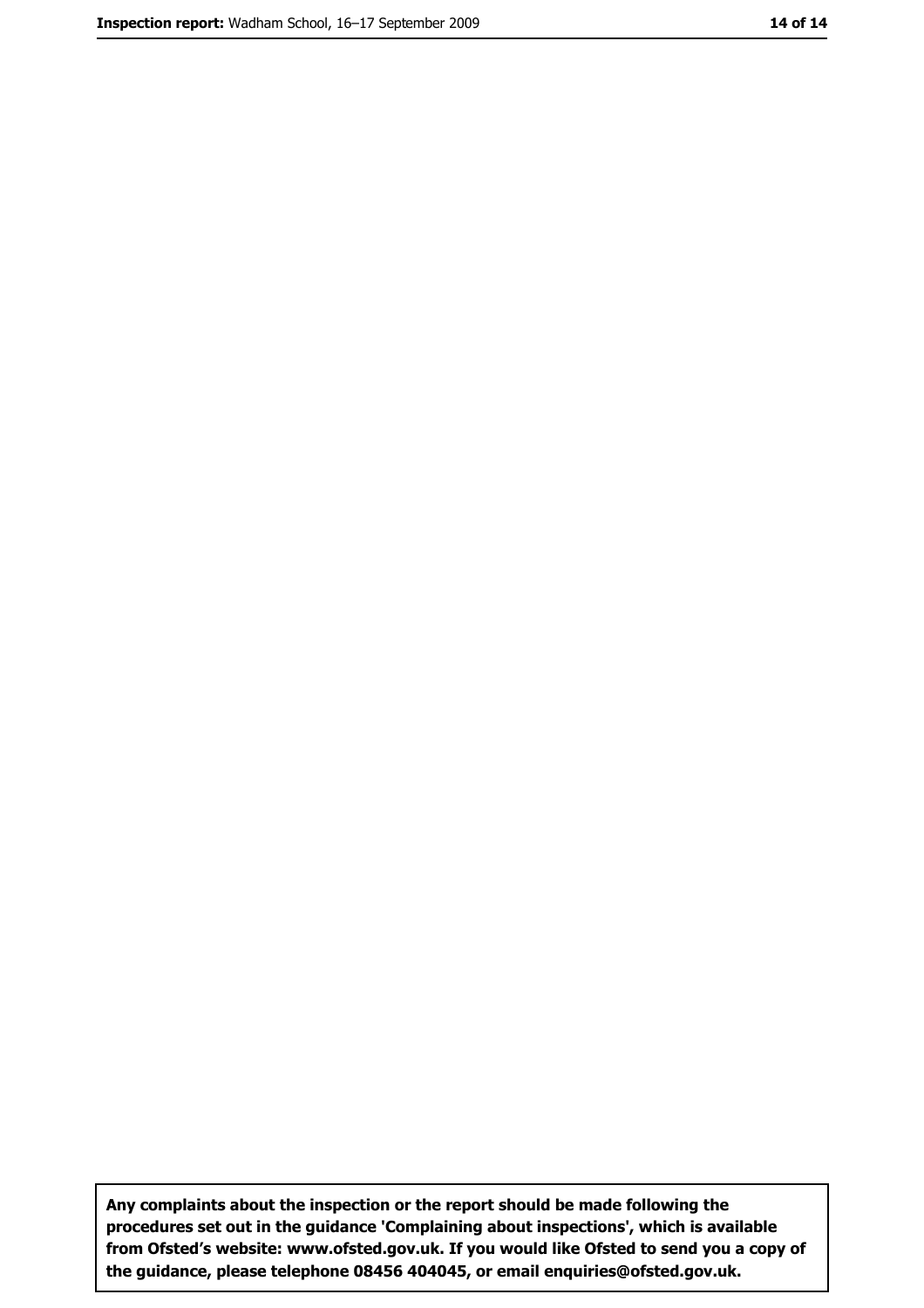**Any complaints about the inspection or the report should be made following the procedures set out in the guidance 'Complaining about inspections', which is available from Ofsted's website: www.ofsted.gov.uk. If you would like Ofsted to send you a copy of the guidance, please telephone 08456 404045, or email enquiries@ofsted.gov.uk.**